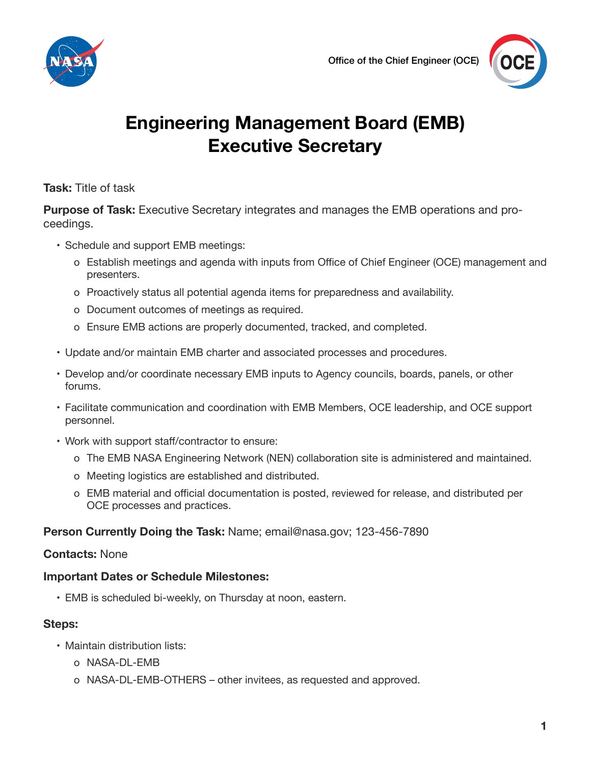Office of the Chief Engineer (OCE)

# Engineering Management Board (EMB) Executive Secretary

**Task:** Title of task

**Purpose of Task:** Executive Secretary integrates and manages the EMB operations and proceedings.

- Schedule and support EMB meetings:
  - Establish meetings and agenda with inputs from Office of Chief Engineer (OCE) management and presenters.
  - Proactively status all potential agenda items for preparedness and availability.
  - Document outcomes of meetings as required.
  - Ensure EMB actions are properly documented, tracked, and completed.
- Update and/or maintain EMB charter and associated processes and procedures.
- Develop and/or coordinate necessary EMB inputs to Agency councils, boards, panels, or other forums.
- Facilitate communication and coordination with EMB Members, OCE leadership, and OCE support personnel.
- Work with support staff/contractor to ensure:
  - The EMB NASA Engineering Network (NEN) collaboration site is administered and maintained.
  - Meeting logistics are established and distributed.
  - EMB material and official documentation is posted, reviewed for release, and distributed per OCE processes and practices.

**Person Currently Doing the Task:** Name; email@nasa.gov; 123-456-7890

**Contacts:** None

**Important Dates or Schedule Milestones:**

- EMB is scheduled bi-weekly, on Thursday at noon, eastern.

**Steps:**

- Maintain distribution lists:
  - NASA-DL-EMB
  - NASA-DL-EMB-OTHERS – other invitees, as requested and approved.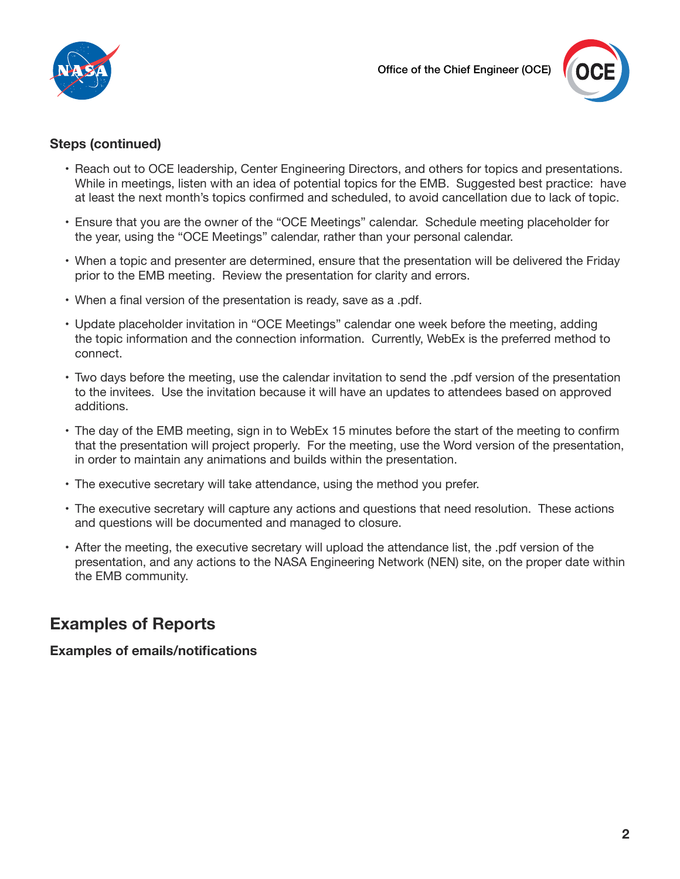### Steps (continued)

- Reach out to OCE leadership, Center Engineering Directors, and others for topics and presentations. While in meetings, listen with an idea of potential topics for the EMB. Suggested best practice: have at least the next month's topics confirmed and scheduled, to avoid cancellation due to lack of topic.
- Ensure that you are the owner of the "OCE Meetings" calendar. Schedule meeting placeholder for the year, using the "OCE Meetings" calendar, rather than your personal calendar.
- When a topic and presenter are determined, ensure that the presentation will be delivered the Friday prior to the EMB meeting. Review the presentation for clarity and errors.
- When a final version of the presentation is ready, save as a .pdf.
- Update placeholder invitation in "OCE Meetings" calendar one week before the meeting, adding the topic information and the connection information. Currently, WebEx is the preferred method to connect.
- Two days before the meeting, use the calendar invitation to send the .pdf version of the presentation to the invitees. Use the invitation because it will have an updates to attendees based on approved additions.
- The day of the EMB meeting, sign in to WebEx 15 minutes before the start of the meeting to confirm that the presentation will project properly. For the meeting, use the Word version of the presentation, in order to maintain any animations and builds within the presentation.
- The executive secretary will take attendance, using the method you prefer.
- The executive secretary will capture any actions and questions that need resolution. These actions and questions will be documented and managed to closure.
- After the meeting, the executive secretary will upload the attendance list, the .pdf version of the presentation, and any actions to the NASA Engineering Network (NEN) site, on the proper date within the EMB community.

## Examples of Reports

### Examples of emails/notifications